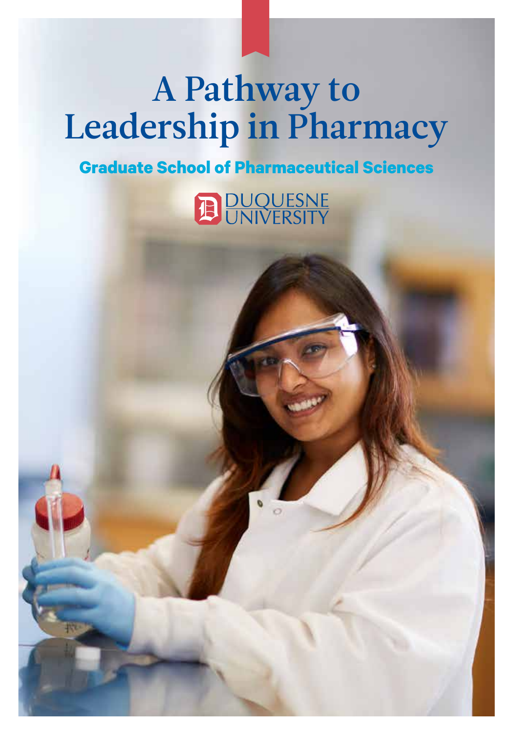# A Pathway to Leadership in Pharmacy

## Graduate School of Pharmaceutical Sciences

DUQUESNE UNIVERSITY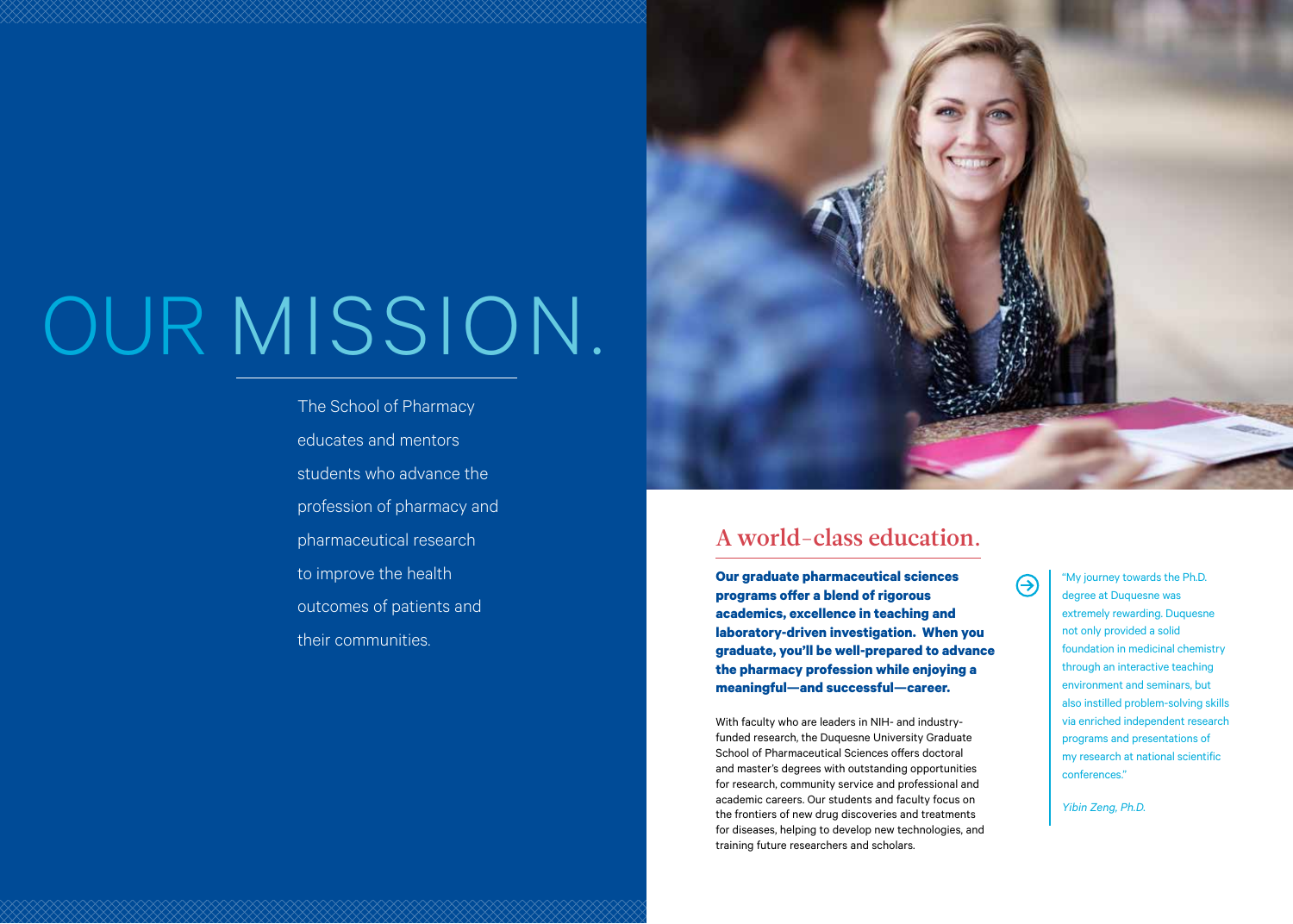# OUR MISSION.

The School of Pharmacy educates and mentors students who advance the profession of pharmacy and pharmaceutical research to improve the health outcomes of patients and their communities.

## A world-class education.

**Our graduate pharmaceutical sciences programs offer a blend of rigorous academics, excellence in teaching and laboratory-driven investigation. When you graduate, you'll be well-prepared to advance the pharmacy profession while enjoying a meaningful—and successful—career.**

With faculty who are leaders in NIH- and industry-funded research, the Duquesne University Graduate School of Pharmaceutical Sciences offers doctoral and master's degrees with outstanding opportunities for research, community service and professional and academic careers. Our students and faculty focus on the frontiers of new drug discoveries and treatments for diseases, helping to develop new technologies, and training future researchers and scholars.

"My journey towards the Ph.D. degree at Duquesne was extremely rewarding. Duquesne not only provided a solid foundation in medicinal chemistry through an interactive teaching environment and seminars, but also instilled problem-solving skills via enriched independent research programs and presentations of my research at national scientific conferences."

*Yibin Zeng, Ph.D.*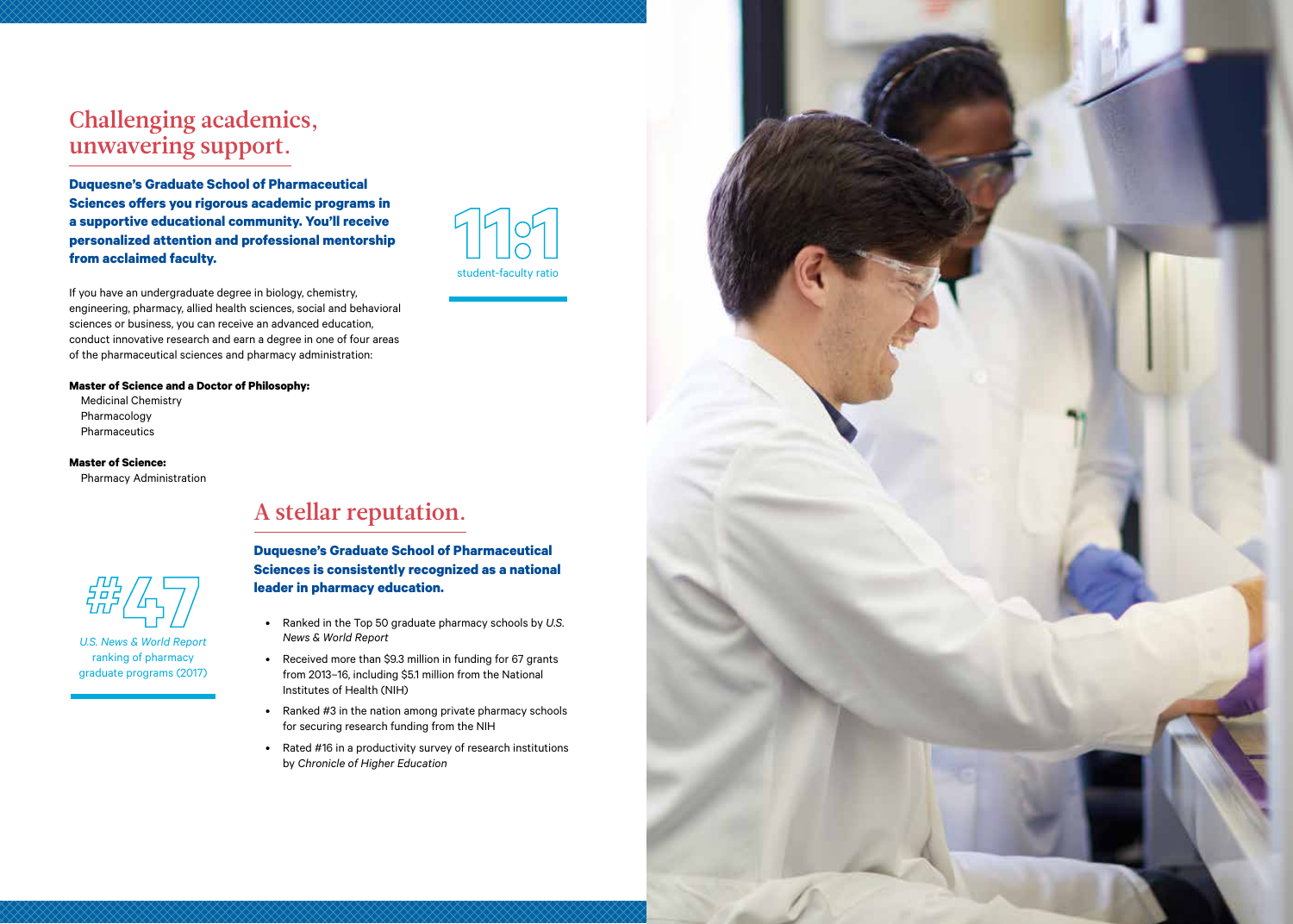## Challenging academics, unwavering support.

**Duquesne's Graduate School of Pharmaceutical Sciences offers you rigorous academic programs in a supportive educational community. You'll receive personalized attention and professional mentorship from acclaimed faculty.**

11:1
student-faculty ratio

If you have an undergraduate degree in biology, chemistry, engineering, pharmacy, allied health sciences, social and behavioral sciences or business, you can receive an advanced education, conduct innovative research and earn a degree in one of four areas of the pharmaceutical sciences and pharmacy administration:

**Master of Science and a Doctor of Philosophy:**

- Medicinal Chemistry
- Pharmacology
- Pharmaceutics

**Master of Science:**

- Pharmacy Administration

## A stellar reputation.

**Duquesne's Graduate School of Pharmaceutical Sciences is consistently recognized as a national leader in pharmacy education.**

- Ranked in the Top 50 graduate pharmacy schools by *U.S. News & World Report*
- Received more than $9.3 million in funding for 67 grants from 2013–16, including $5.1 million from the National Institutes of Health (NIH)
- Ranked #3 in the nation among private pharmacy schools for securing research funding from the NIH
- Rated #16 in a productivity survey of research institutions by *Chronicle of Higher Education*

#47

*U.S. News & World Report* ranking of pharmacy graduate programs (2017)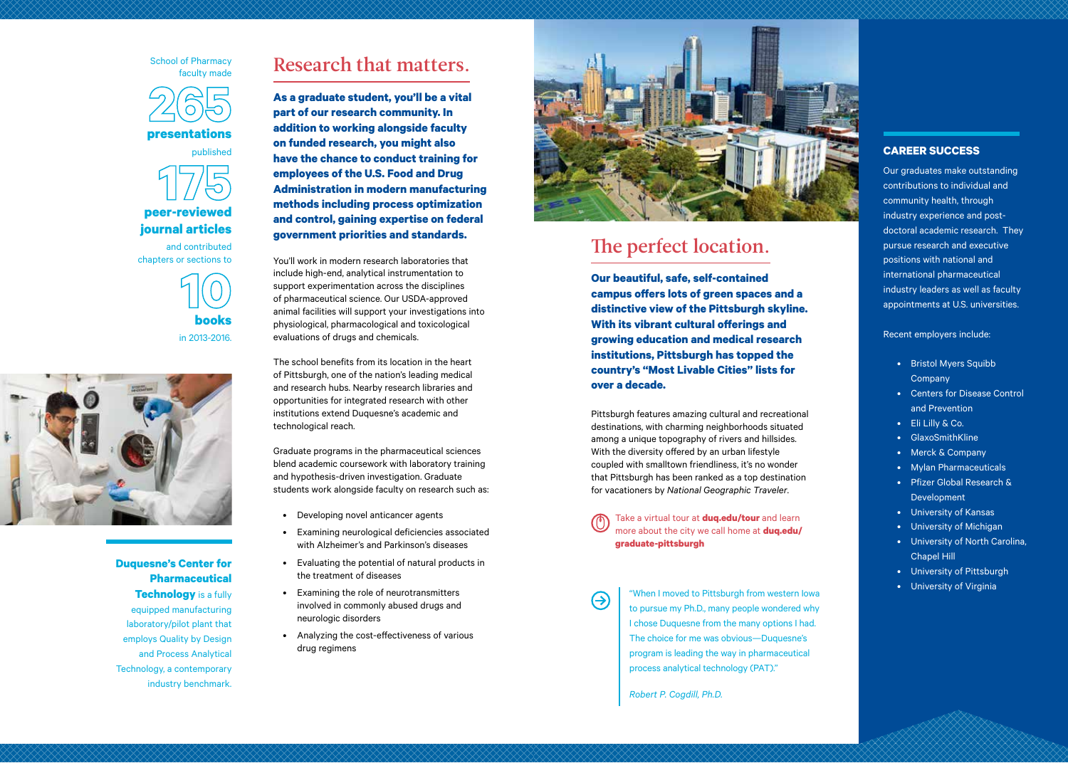School of Pharmacy faculty made

**265**

**presentations**

published

**175**

**peer-reviewed journal articles**

and contributed chapters or sections to

**10**

**books**

in 2013-2016.

**Duquesne's Center for Pharmaceutical Technology** is a fully equipped manufacturing laboratory/pilot plant that employs Quality by Design and Process Analytical Technology, a contemporary industry benchmark.

## Research that matters.

**As a graduate student, you'll be a vital part of our research community. In addition to working alongside faculty on funded research, you might also have the chance to conduct training for employees of the U.S. Food and Drug Administration in modern manufacturing methods including process optimization and control, gaining expertise on federal government priorities and standards.**

You'll work in modern research laboratories that include high-end, analytical instrumentation to support experimentation across the disciplines of pharmaceutical science. Our USDA-approved animal facilities will support your investigations into physiological, pharmacological and toxicological evaluations of drugs and chemicals.

The school benefits from its location in the heart of Pittsburgh, one of the nation's leading medical and research hubs. Nearby research libraries and opportunities for integrated research with other institutions extend Duquesne's academic and technological reach.

Graduate programs in the pharmaceutical sciences blend academic coursework with laboratory training and hypothesis-driven investigation. Graduate students work alongside faculty on research such as:

- Developing novel anticancer agents
- Examining neurological deficiencies associated with Alzheimer's and Parkinson's diseases
- Evaluating the potential of natural products in the treatment of diseases
- Examining the role of neurotransmitters involved in commonly abused drugs and neurologic disorders
- Analyzing the cost-effectiveness of various drug regimens

## The perfect location.

**Our beautiful, safe, self-contained campus offers lots of green spaces and a distinctive view of the Pittsburgh skyline. With its vibrant cultural offerings and growing education and medical research institutions, Pittsburgh has topped the country's "Most Livable Cities" lists for over a decade.**

Pittsburgh features amazing cultural and recreational destinations, with charming neighborhoods situated among a unique topography of rivers and hillsides. With the diversity offered by an urban lifestyle coupled with smalltown friendliness, it's no wonder that Pittsburgh has been ranked as a top destination for vacationers by *National Geographic Traveler*.

Take a virtual tour at **duq.edu/tour** and learn more about the city we call home at **duq.edu/graduate-pittsburgh**

"When I moved to Pittsburgh from western Iowa to pursue my Ph.D., many people wondered why I chose Duquesne from the many options I had. The choice for me was obvious—Duquesne's program is leading the way in pharmaceutical process analytical technology (PAT)."

*Robert P. Cogdill, Ph.D.*

### CAREER SUCCESS

Our graduates make outstanding contributions to individual and community health, through industry experience and post-doctoral academic research. They pursue research and executive positions with national and international pharmaceutical industry leaders as well as faculty appointments at U.S. universities.

Recent employers include:

- Bristol Myers Squibb Company
- Centers for Disease Control and Prevention
- Eli Lilly & Co.
- GlaxoSmithKline
- Merck & Company
- Mylan Pharmaceuticals
- Pfizer Global Research & Development
- University of Kansas
- University of Michigan
- University of North Carolina, Chapel Hill
- University of Pittsburgh
- University of Virginia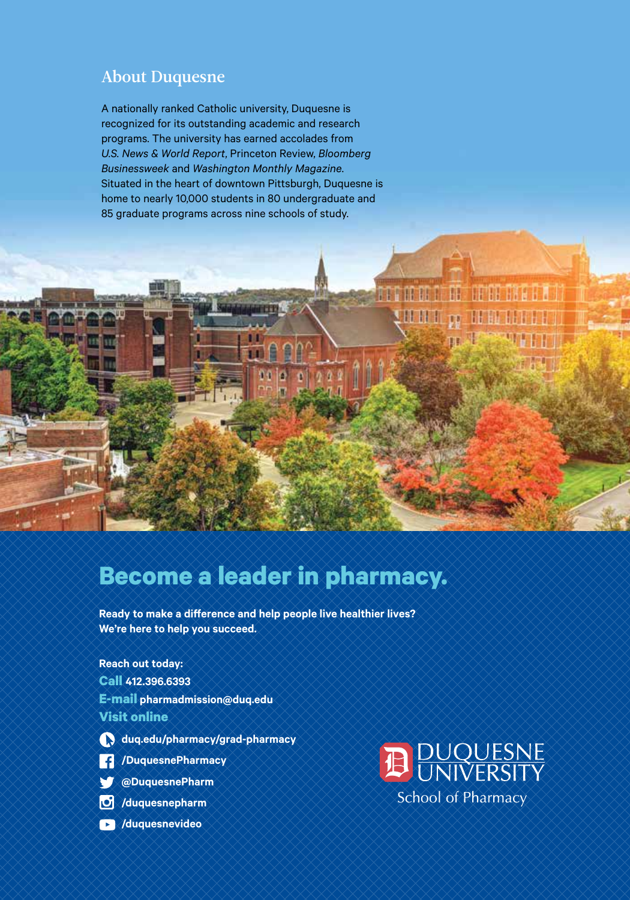## About Duquesne

A nationally ranked Catholic university, Duquesne is recognized for its outstanding academic and research programs. The university has earned accolades from *U.S. News & World Report*, Princeton Review, *Bloomberg Businessweek* and *Washington Monthly Magazine*. Situated in the heart of downtown Pittsburgh, Duquesne is home to nearly 10,000 students in 80 undergraduate and 85 graduate programs across nine schools of study.

# Become a leader in pharmacy.

**Ready to make a difference and help people live healthier lives? We're here to help you succeed.**

**Reach out today:**

**Call** 412.396.6393

**E-mail** pharmadmission@duq.edu

**Visit online**

- duq.edu/pharmacy/grad-pharmacy
- /DuquesnePharmacy
- @DuquesnePharm
- /duquesnepharm
- /duquesnevideo

DUQUESNE UNIVERSITY
School of Pharmacy